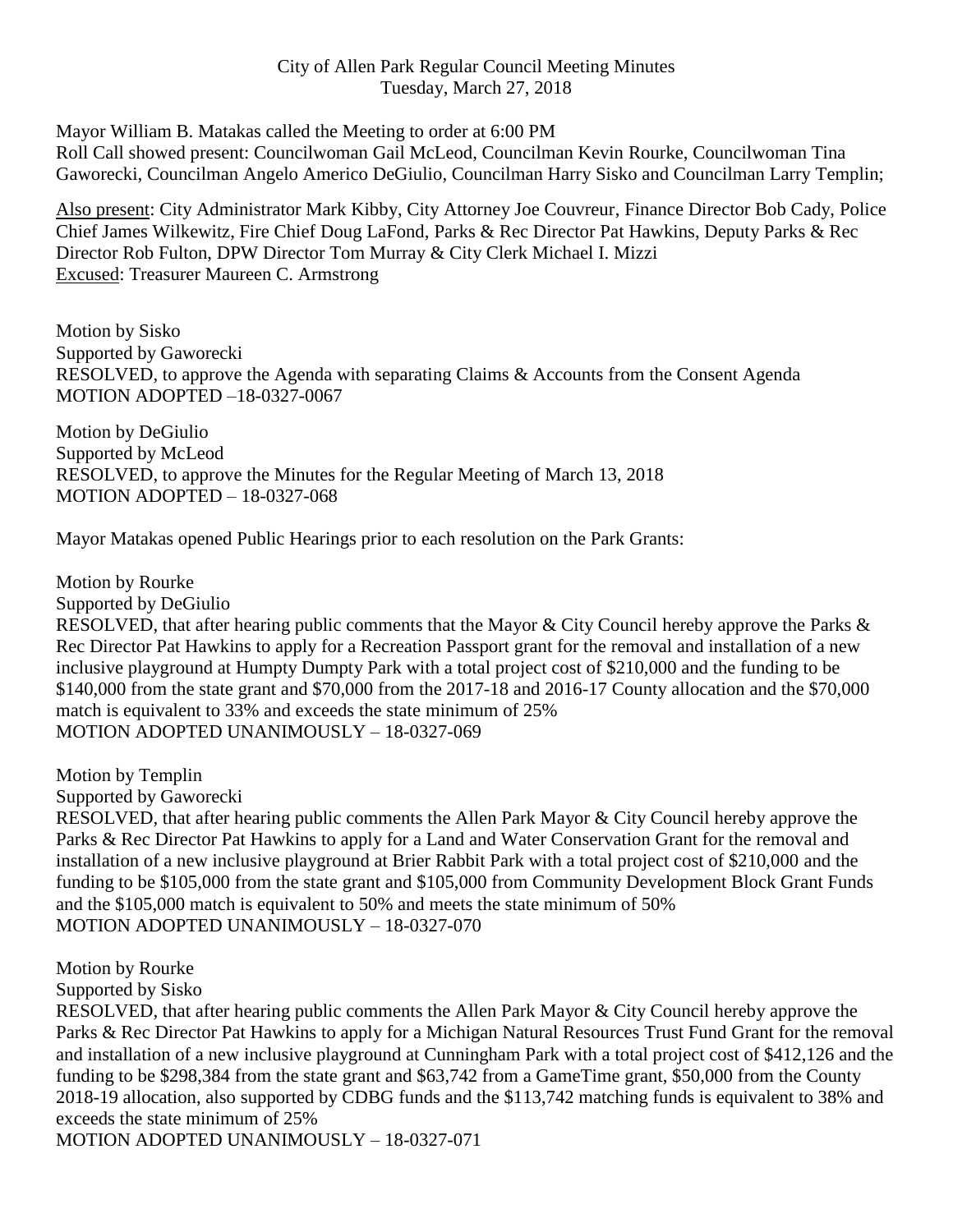City of Allen Park Regular Council Meeting Minutes
Tuesday, March 27, 2018

Mayor William B. Matakas called the Meeting to order at 6:00 PM
Roll Call showed present: Councilwoman Gail McLeod, Councilman Kevin Rourke, Councilwoman Tina Gaworecki, Councilman Angelo Americo DeGiulio, Councilman Harry Sisko and Councilman Larry Templin;

Also present: City Administrator Mark Kibby, City Attorney Joe Couvreur, Finance Director Bob Cady, Police Chief James Wilkewitz, Fire Chief Doug LaFond, Parks & Rec Director Pat Hawkins, Deputy Parks & Rec Director Rob Fulton, DPW Director Tom Murray & City Clerk Michael I. Mizzi
Excused: Treasurer Maureen C. Armstrong

Motion by Sisko
Supported by Gaworecki
RESOLVED, to approve the Agenda with separating Claims & Accounts from the Consent Agenda
MOTION ADOPTED –18-0327-0067

Motion by DeGiulio
Supported by McLeod
RESOLVED, to approve the Minutes for the Regular Meeting of March 13, 2018
MOTION ADOPTED – 18-0327-068

Mayor Matakas opened Public Hearings prior to each resolution on the Park Grants:

Motion by Rourke
Supported by DeGiulio
RESOLVED, that after hearing public comments that the Mayor & City Council hereby approve the Parks & Rec Director Pat Hawkins to apply for a Recreation Passport grant for the removal and installation of a new inclusive playground at Humpty Dumpty Park with a total project cost of $210,000 and the funding to be $140,000 from the state grant and $70,000 from the 2017-18 and 2016-17 County allocation and the $70,000 match is equivalent to 33% and exceeds the state minimum of 25%
MOTION ADOPTED UNANIMOUSLY – 18-0327-069

Motion by Templin
Supported by Gaworecki
RESOLVED, that after hearing public comments the Allen Park Mayor & City Council hereby approve the Parks & Rec Director Pat Hawkins to apply for a Land and Water Conservation Grant for the removal and installation of a new inclusive playground at Brier Rabbit Park with a total project cost of $210,000 and the funding to be $105,000 from the state grant and $105,000 from Community Development Block Grant Funds and the $105,000 match is equivalent to 50% and meets the state minimum of 50%
MOTION ADOPTED UNANIMOUSLY – 18-0327-070

Motion by Rourke
Supported by Sisko
RESOLVED, that after hearing public comments the Allen Park Mayor & City Council hereby approve the Parks & Rec Director Pat Hawkins to apply for a Michigan Natural Resources Trust Fund Grant for the removal and installation of a new inclusive playground at Cunningham Park with a total project cost of $412,126 and the funding to be $298,384 from the state grant and $63,742 from a GameTime grant, $50,000 from the County 2018-19 allocation, also supported by CDBG funds and the $113,742 matching funds is equivalent to 38% and exceeds the state minimum of 25%
MOTION ADOPTED UNANIMOUSLY – 18-0327-071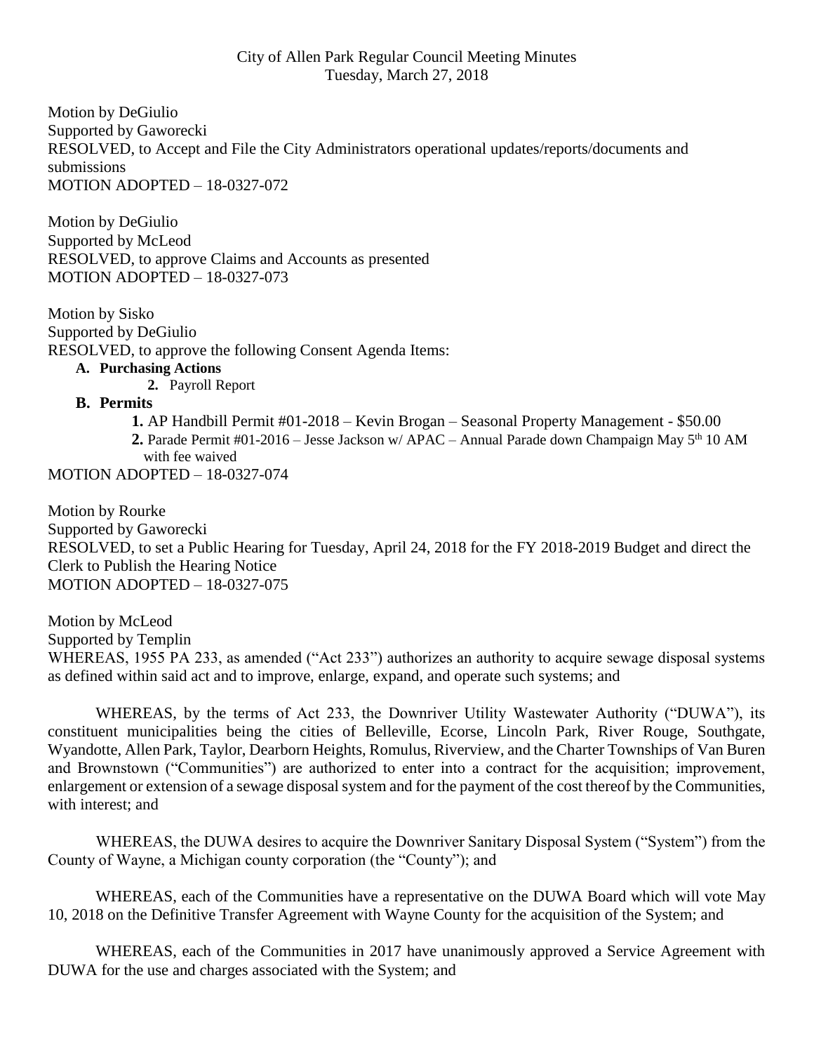City of Allen Park Regular Council Meeting Minutes
Tuesday, March 27, 2018

Motion by DeGiulio
Supported by Gaworecki
RESOLVED, to Accept and File the City Administrators operational updates/reports/documents and submissions
MOTION ADOPTED – 18-0327-072

Motion by DeGiulio
Supported by McLeod
RESOLVED, to approve Claims and Accounts as presented
MOTION ADOPTED – 18-0327-073

Motion by Sisko
Supported by DeGiulio
RESOLVED, to approve the following Consent Agenda Items:

- **A. Purchasing Actions**
  - **2.** Payroll Report
- **B. Permits**
  - **1.** AP Handbill Permit #01-2018 – Kevin Brogan – Seasonal Property Management - $50.00
  - **2.** Parade Permit #01-2016 – Jesse Jackson w/ APAC – Annual Parade down Champaign May 5th 10 AM with fee waived

MOTION ADOPTED – 18-0327-074

Motion by Rourke
Supported by Gaworecki
RESOLVED, to set a Public Hearing for Tuesday, April 24, 2018 for the FY 2018-2019 Budget and direct the Clerk to Publish the Hearing Notice
MOTION ADOPTED – 18-0327-075

Motion by McLeod
Supported by Templin
WHEREAS, 1955 PA 233, as amended ("Act 233") authorizes an authority to acquire sewage disposal systems as defined within said act and to improve, enlarge, expand, and operate such systems; and

WHEREAS, by the terms of Act 233, the Downriver Utility Wastewater Authority ("DUWA"), its constituent municipalities being the cities of Belleville, Ecorse, Lincoln Park, River Rouge, Southgate, Wyandotte, Allen Park, Taylor, Dearborn Heights, Romulus, Riverview, and the Charter Townships of Van Buren and Brownstown ("Communities") are authorized to enter into a contract for the acquisition; improvement, enlargement or extension of a sewage disposal system and for the payment of the cost thereof by the Communities, with interest; and

WHEREAS, the DUWA desires to acquire the Downriver Sanitary Disposal System ("System") from the County of Wayne, a Michigan county corporation (the "County"); and

WHEREAS, each of the Communities have a representative on the DUWA Board which will vote May 10, 2018 on the Definitive Transfer Agreement with Wayne County for the acquisition of the System; and

WHEREAS, each of the Communities in 2017 have unanimously approved a Service Agreement with DUWA for the use and charges associated with the System; and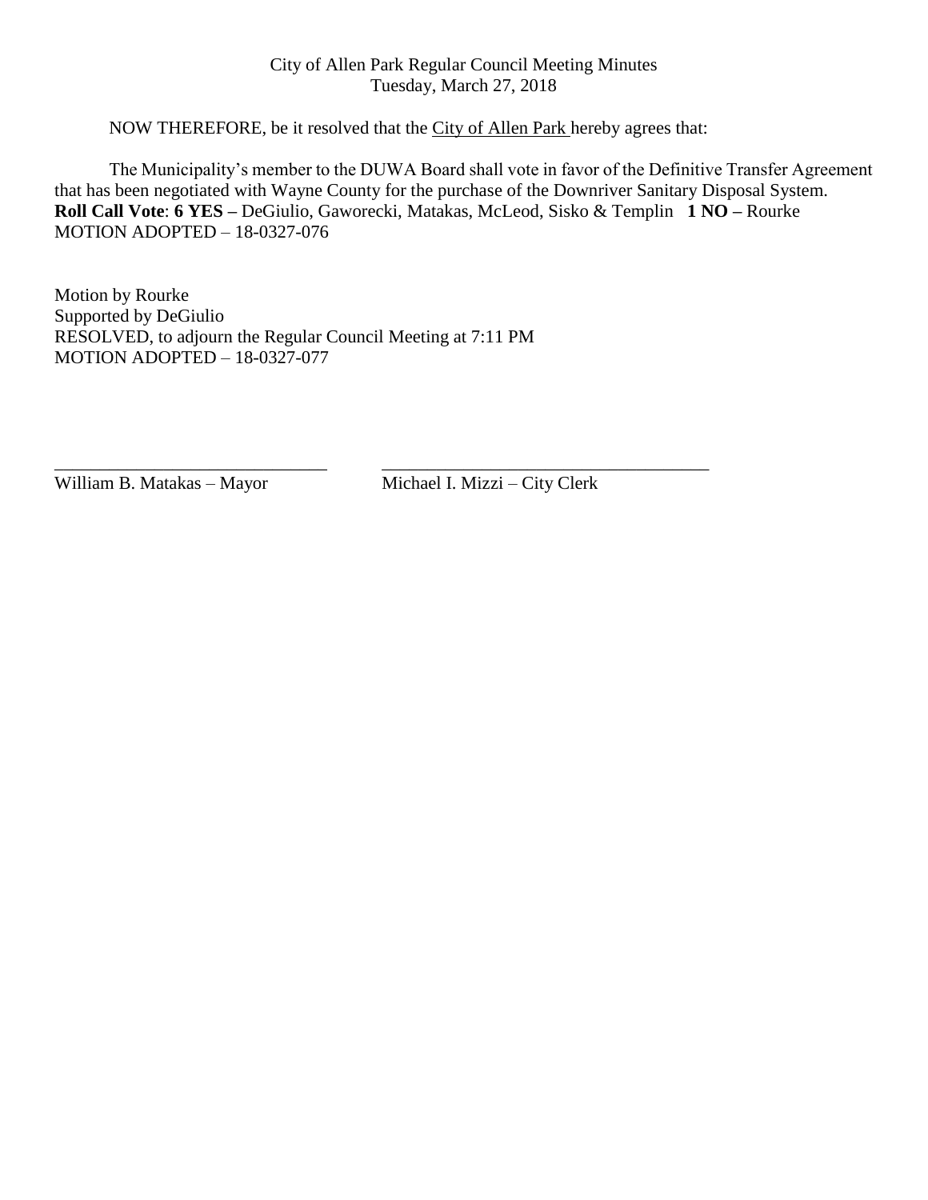City of Allen Park Regular Council Meeting Minutes
Tuesday, March 27, 2018

NOW THEREFORE, be it resolved that the City of Allen Park hereby agrees that:

The Municipality's member to the DUWA Board shall vote in favor of the Definitive Transfer Agreement that has been negotiated with Wayne County for the purchase of the Downriver Sanitary Disposal System.
**Roll Call Vote**: **6 YES –** DeGiulio, Gaworecki, Matakas, McLeod, Sisko & Templin **1 NO –** Rourke
MOTION ADOPTED – 18-0327-076

Motion by Rourke
Supported by DeGiulio
RESOLVED, to adjourn the Regular Council Meeting at 7:11 PM
MOTION ADOPTED – 18-0327-077

______________________________ ____________________________________
William B. Matakas – Mayor Michael I. Mizzi – City Clerk